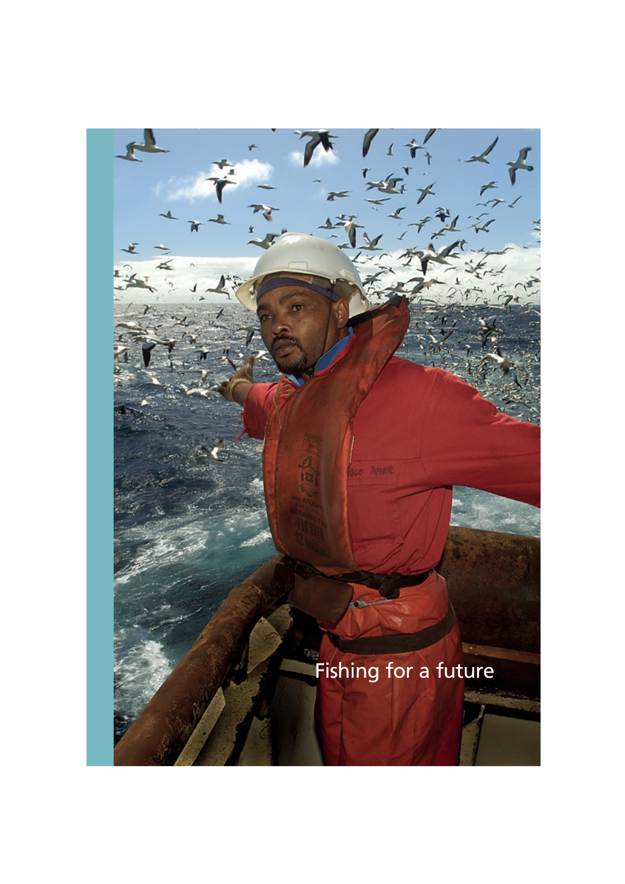# Fishing for a future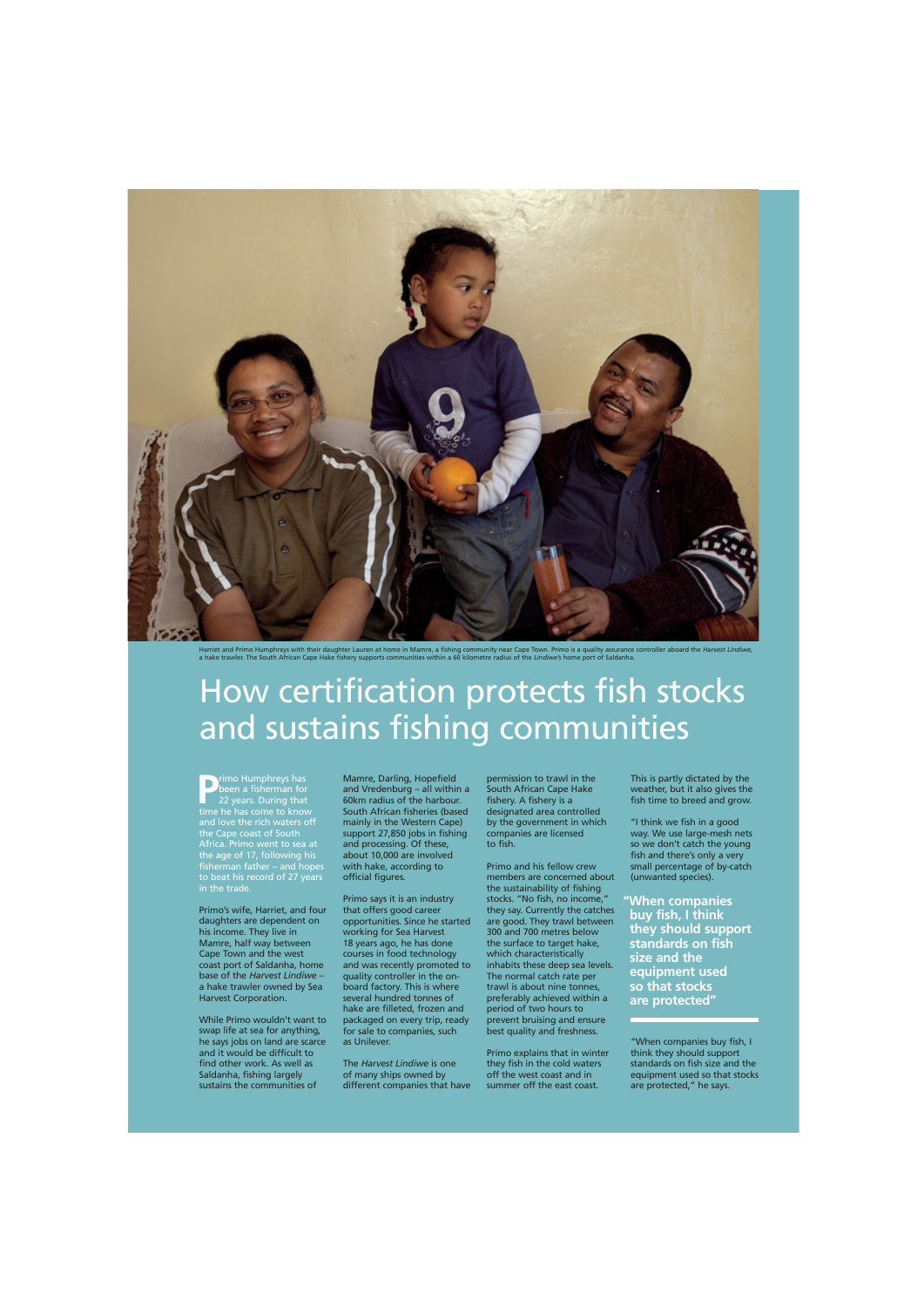Harriet and Primo Humphreys with their daughter Lauren at home in Mamre, a fishing community near Cape Town. Primo is a quality assurance controller aboard the *Harvest Lindiwe*, a hake trawler. The South African Cape Hake fishery supports communities within a 60 kilometre radius of the *Lindiwe's* home port of Saldanha.

# How certification protects fish stocks and sustains fishing communities

Primo Humphreys has been a fisherman for 22 years. During that time he has come to know and love the rich waters off the Cape coast of South Africa. Primo went to sea at the age of 17, following his fisherman father – and hopes to beat his record of 27 years in the trade.

Primo's wife, Harriet, and four daughters are dependent on his income. They live in Mamre, half way between Cape Town and the west coast port of Saldanha, home base of the *Harvest Lindiwe* – a hake trawler owned by Sea Harvest Corporation.

While Primo wouldn't want to swap life at sea for anything, he says jobs on land are scarce and it would be difficult to find other work. As well as Saldanha, fishing largely sustains the communities of Mamre, Darling, Hopefield and Vredenburg – all within a 60km radius of the harbour. South African fisheries (based mainly in the Western Cape) support 27,850 jobs in fishing and processing. Of these, about 10,000 are involved with hake, according to official figures.

Primo says it is an industry that offers good career opportunities. Since he started working for Sea Harvest 18 years ago, he has done courses in food technology and was recently promoted to quality controller in the on-board factory. This is where several hundred tonnes of hake are filleted, frozen and packaged on every trip, ready for sale to companies, such as Unilever.

The *Harvest Lindiwe* is one of many ships owned by different companies that have permission to trawl in the South African Cape Hake fishery. A fishery is a designated area controlled by the government in which companies are licensed to fish.

Primo and his fellow crew members are concerned about the sustainability of fishing stocks. "No fish, no income," they say. Currently the catches are good. They trawl between 300 and 700 metres below the surface to target hake, which characteristically inhabits these deep sea levels. The normal catch rate per trawl is about nine tonnes, preferably achieved within a period of two hours to prevent bruising and ensure best quality and freshness.

Primo explains that in winter they fish in the cold waters off the west coast and in summer off the east coast. This is partly dictated by the weather, but it also gives the fish time to breed and grow.

"I think we fish in a good way. We use large-mesh nets so we don't catch the young fish and there's only a very small percentage of by-catch (unwanted species).

**"When companies buy fish, I think they should support standards on fish size and the equipment used so that stocks are protected"**

"When companies buy fish, I think they should support standards on fish size and the equipment used so that stocks are protected," he says.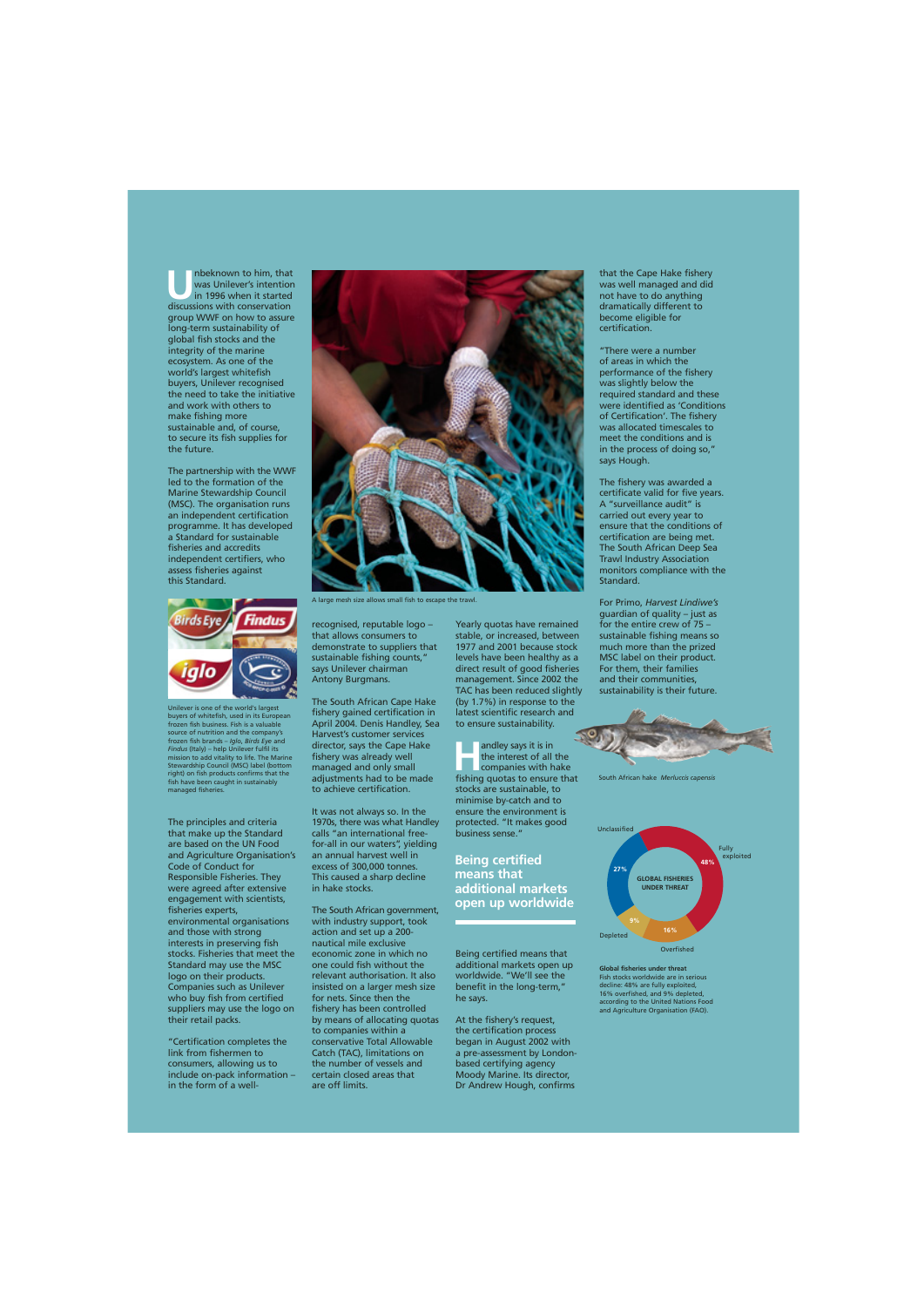Unbeknown to him, that was Unilever's intention in 1996 when it started discussions with conservation group WWF on how to assure long-term sustainability of global fish stocks and the integrity of the marine ecosystem. As one of the world's largest whitefish buyers, Unilever recognised the need to take the initiative and work with others to make fishing more sustainable and, of course, to secure its fish supplies for the future.

The partnership with the WWF led to the formation of the Marine Stewardship Council (MSC). The organisation runs an independent certification programme. It has developed a Standard for sustainable fisheries and accredits independent certifiers, who assess fisheries against this Standard.

Unilever is one of the world's largest buyers of whitefish, used in its European frozen fish business. Fish is a valuable source of nutrition and the company's frozen fish brands – *Iglo*, *Birds Eye* and *Findus* (Italy) – help Unilever fulfil its mission to add vitality to life. The Marine Stewardship Council (MSC) label (bottom right) on fish products confirms that the fish have been caught in sustainably managed fisheries.

The principles and criteria that make up the Standard are based on the UN Food and Agriculture Organisation's Code of Conduct for Responsible Fisheries. They were agreed after extensive engagement with scientists, fisheries experts, environmental organisations and those with strong interests in preserving fish stocks. Fisheries that meet the Standard may use the MSC logo on their products. Companies such as Unilever who buy fish from certified suppliers may use the logo on their retail packs.

"Certification completes the link from fishermen to consumers, allowing us to include on-pack information – in the form of a well-recognised, reputable logo – that allows consumers to demonstrate to suppliers that sustainable fishing counts," says Unilever chairman Antony Burgmans.

A large mesh size allows small fish to escape the trawl.

The South African Cape Hake fishery gained certification in April 2004. Denis Handley, Sea Harvest's customer services director, says the Cape Hake fishery was already well managed and only small adjustments had to be made to achieve certification.

It was not always so. In the 1970s, there was what Handley calls "an international free-for-all in our waters", yielding an annual harvest well in excess of 300,000 tonnes. This caused a sharp decline in hake stocks.

The South African government, with industry support, took action and set up a 200-nautical mile exclusive economic zone in which no one could fish without the relevant authorisation. It also insisted on a larger mesh size for nets. Since then the fishery has been controlled by means of allocating quotas to companies within a conservative Total Allowable Catch (TAC), limitations on the number of vessels and certain closed areas that are off limits.

Yearly quotas have remained stable, or increased, between 1977 and 2001 because stock levels have been healthy as a direct result of good fisheries management. Since 2002 the TAC has been reduced slightly (by 1.7%) in response to the latest scientific research and to ensure sustainability.

Handley says it is in the interest of all the companies with hake fishing quotas to ensure that stocks are sustainable, to minimise by-catch and to ensure the environment is protected. "It makes good business sense."

## Being certified means that additional markets open up worldwide

Being certified means that additional markets open up worldwide. "We'll see the benefit in the long-term," he says.

At the fishery's request, the certification process began in August 2002 with a pre-assessment by London-based certifying agency Moody Marine. Its director, Dr Andrew Hough, confirms that the Cape Hake fishery was well managed and did not have to do anything dramatically different to become eligible for certification.

"There were a number of areas in which the performance of the fishery was slightly below the required standard and these were identified as 'Conditions of Certification'. The fishery was allocated timescales to meet the conditions and is in the process of doing so," says Hough.

The fishery was awarded a certificate valid for five years. A "surveillance audit" is carried out every year to ensure that the conditions of certification are being met. The South African Deep Sea Trawl Industry Association monitors compliance with the Standard.

For Primo, *Harvest Lindiwe's* guardian of quality – just as for the entire crew of 75 – sustainable fishing means so much more than the prized MSC label on their product. For them, their families and their communities, sustainability is their future.

South African hake *Merluccis capensis*

**GLOBAL FISHERIES UNDER THREAT**

| Category | Share |
|---|---|
| Fully exploited | 48% |
| Overfished | 16% |
| Depleted | 9% |
| Unclassified | 27% |

**Global fisheries under threat**
Fish stocks worldwide are in serious decline: 48% are fully exploited, 16% overfished, and 9% depleted, according to the United Nations Food and Agriculture Organisation (FAO).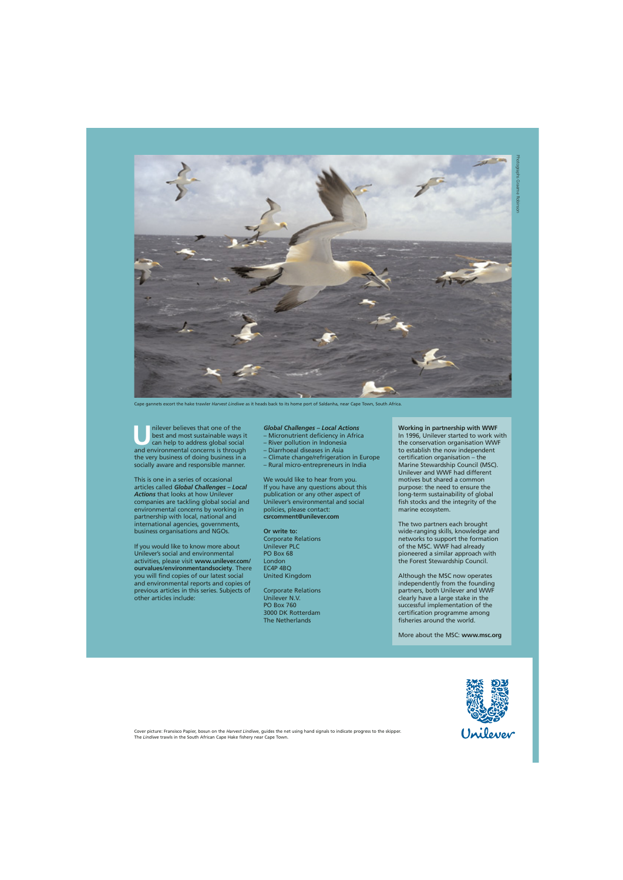Cape gannets escort the hake trawler *Harvest Lindiwe* as it heads back to its home port of Saldanha, near Cape Town, South Africa.

Photograph: Graeme Robinson

Unilever believes that one of the best and most sustainable ways it can help to address global social and environmental concerns is through the very business of doing business in a socially aware and responsible manner.

This is one in a series of occasional articles called ***Global Challenges – Local Actions*** that looks at how Unilever companies are tackling global social and environmental concerns by working in partnership with local, national and international agencies, governments, business organisations and NGOs.

If you would like to know more about Unilever's social and environmental activities, please visit **www.unilever.com/ourvalues/environmentandsociety**. There you will find copies of our latest social and environmental reports and copies of previous articles in this series. Subjects of other articles include:

***Global Challenges – Local Actions***

- Micronutrient deficiency in Africa
- River pollution in Indonesia
- Diarrhoeal diseases in Asia
- Climate change/refrigeration in Europe
- Rural micro-entrepreneurs in India

We would like to hear from you. If you have any questions about this publication or any other aspect of Unilever's environmental and social policies, please contact:
**csrcomment@unilever.com**

**Or write to:**

Corporate Relations
Unilever PLC
PO Box 68
London
EC4P 4BQ
United Kingdom

Corporate Relations
Unilever N.V.
PO Box 760
3000 DK Rotterdam
The Netherlands

**Working in partnership with WWF**

In 1996, Unilever started to work with the conservation organisation WWF to establish the now independent certification organisation – the Marine Stewardship Council (MSC). Unilever and WWF had different motives but shared a common purpose: the need to ensure the long-term sustainability of global fish stocks and the integrity of the marine ecosystem.

The two partners each brought wide-ranging skills, knowledge and networks to support the formation of the MSC. WWF had already pioneered a similar approach with the Forest Stewardship Council.

Although the MSC now operates independently from the founding partners, both Unilever and WWF clearly have a large stake in the successful implementation of the certification programme among fisheries around the world.

More about the MSC: **www.msc.org**

Cover picture: Fransisco Papier, bosun on the *Harvest Lindiwe*, guides the net using hand signals to indicate progress to the skipper. The *Lindiwe* trawls in the South African Cape Hake fishery near Cape Town.

Unilever